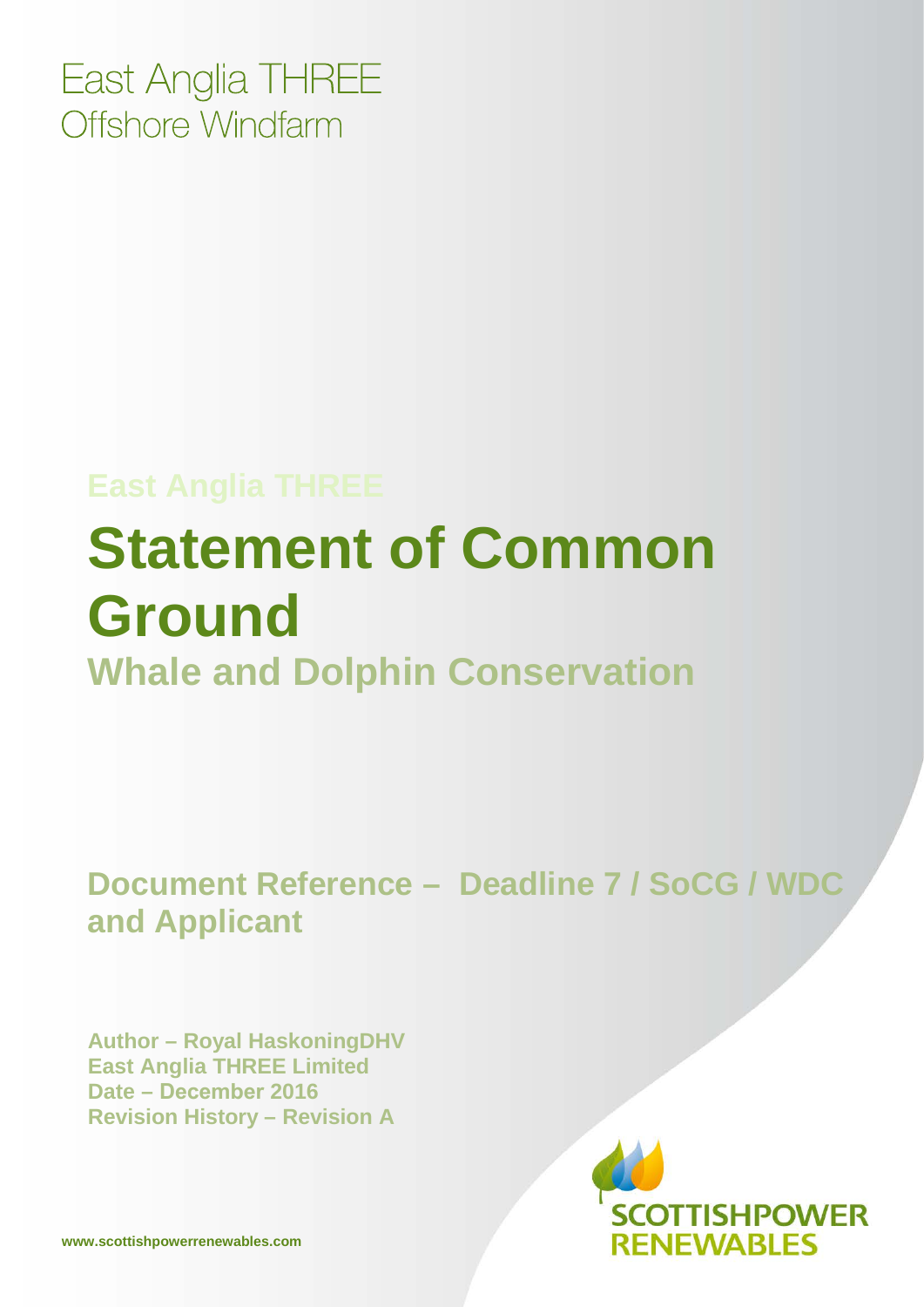East Anglia THREE
Offshore Windfarm

East Anglia THREE

# Statement of Common Ground

## Whale and Dolphin Conservation

**Document Reference – Deadline 7 / SoCG / WDC and Applicant**

**Author – Royal HaskoningDHV**
**East Anglia THREE Limited**
**Date – December 2016**
**Revision History – Revision A**

SCOTTISHPOWER RENEWABLES

www.scottishpowerrenewables.com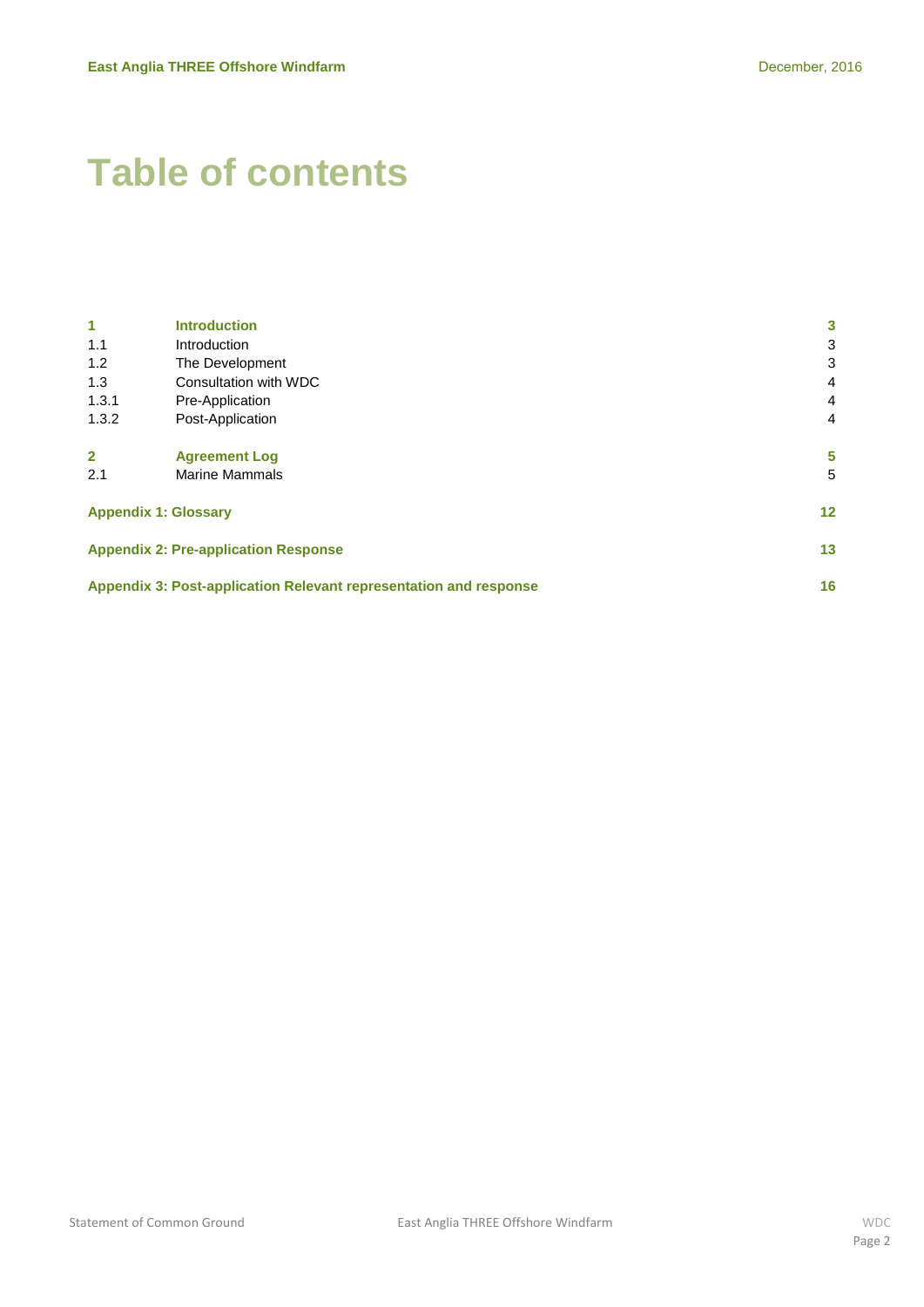# Table of contents

| | | |
|---|---|---|
| **1** | **Introduction** | **3** |
| 1.1 | Introduction | 3 |
| 1.2 | The Development | 3 |
| 1.3 | Consultation with WDC | 4 |
| 1.3.1 | Pre-Application | 4 |
| 1.3.2 | Post-Application | 4 |
| **2** | **Agreement Log** | **5** |
| 2.1 | Marine Mammals | 5 |
| **Appendix 1: Glossary** | | **12** |
| **Appendix 2: Pre-application Response** | | **13** |
| **Appendix 3: Post-application Relevant representation and response** | | **16** |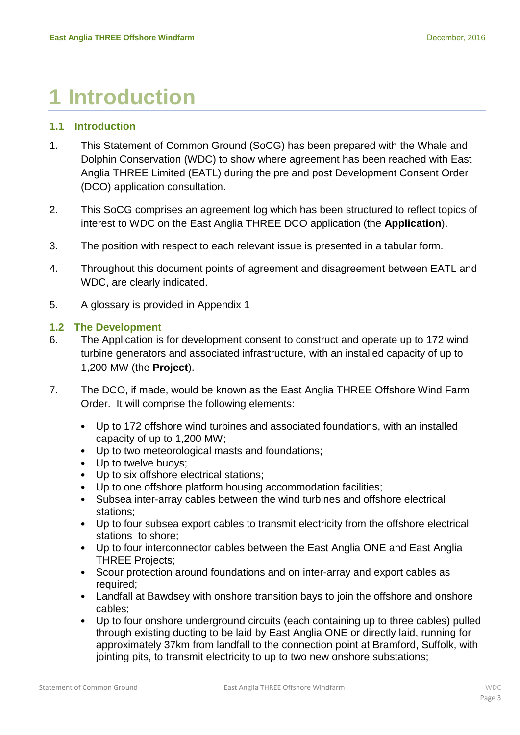# 1 Introduction

## 1.1 Introduction

1. This Statement of Common Ground (SoCG) has been prepared with the Whale and Dolphin Conservation (WDC) to show where agreement has been reached with East Anglia THREE Limited (EATL) during the pre and post Development Consent Order (DCO) application consultation.

2. This SoCG comprises an agreement log which has been structured to reflect topics of interest to WDC on the East Anglia THREE DCO application (the **Application**).

3. The position with respect to each relevant issue is presented in a tabular form.

4. Throughout this document points of agreement and disagreement between EATL and WDC, are clearly indicated.

5. A glossary is provided in Appendix 1

## 1.2 The Development

6. The Application is for development consent to construct and operate up to 172 wind turbine generators and associated infrastructure, with an installed capacity of up to 1,200 MW (the **Project**).

7. The DCO, if made, would be known as the East Anglia THREE Offshore Wind Farm Order. It will comprise the following elements:

   - Up to 172 offshore wind turbines and associated foundations, with an installed capacity of up to 1,200 MW;
   - Up to two meteorological masts and foundations;
   - Up to twelve buoys;
   - Up to six offshore electrical stations;
   - Up to one offshore platform housing accommodation facilities;
   - Subsea inter-array cables between the wind turbines and offshore electrical stations;
   - Up to four subsea export cables to transmit electricity from the offshore electrical stations to shore;
   - Up to four interconnector cables between the East Anglia ONE and East Anglia THREE Projects;
   - Scour protection around foundations and on inter-array and export cables as required;
   - Landfall at Bawdsey with onshore transition bays to join the offshore and onshore cables;
   - Up to four onshore underground circuits (each containing up to three cables) pulled through existing ducting to be laid by East Anglia ONE or directly laid, running for approximately 37km from landfall to the connection point at Bramford, Suffolk, with jointing pits, to transmit electricity to up to two new onshore substations;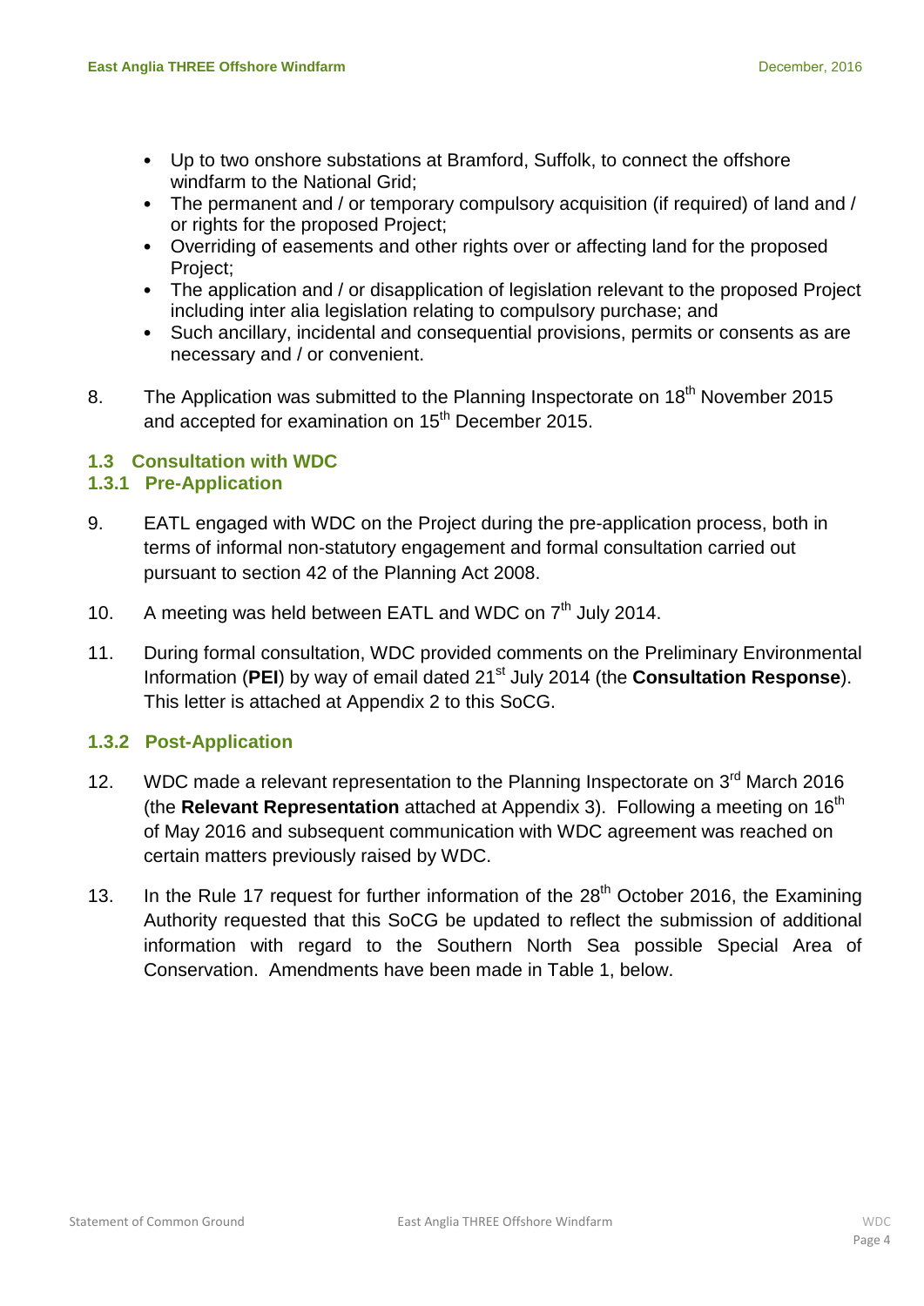- Up to two onshore substations at Bramford, Suffolk, to connect the offshore windfarm to the National Grid;
- The permanent and / or temporary compulsory acquisition (if required) of land and / or rights for the proposed Project;
- Overriding of easements and other rights over or affecting land for the proposed Project;
- The application and / or disapplication of legislation relevant to the proposed Project including inter alia legislation relating to compulsory purchase; and
- Such ancillary, incidental and consequential provisions, permits or consents as are necessary and / or convenient.

8. The Application was submitted to the Planning Inspectorate on 18th November 2015 and accepted for examination on 15th December 2015.

## 1.3 Consultation with WDC

### 1.3.1 Pre-Application

9. EATL engaged with WDC on the Project during the pre-application process, both in terms of informal non-statutory engagement and formal consultation carried out pursuant to section 42 of the Planning Act 2008.

10. A meeting was held between EATL and WDC on 7th July 2014.

11. During formal consultation, WDC provided comments on the Preliminary Environmental Information (**PEI**) by way of email dated 21st July 2014 (the **Consultation Response**). This letter is attached at Appendix 2 to this SoCG.

### 1.3.2 Post-Application

12. WDC made a relevant representation to the Planning Inspectorate on 3rd March 2016 (the **Relevant Representation** attached at Appendix 3). Following a meeting on 16th of May 2016 and subsequent communication with WDC agreement was reached on certain matters previously raised by WDC.

13. In the Rule 17 request for further information of the 28th October 2016, the Examining Authority requested that this SoCG be updated to reflect the submission of additional information with regard to the Southern North Sea possible Special Area of Conservation. Amendments have been made in Table 1, below.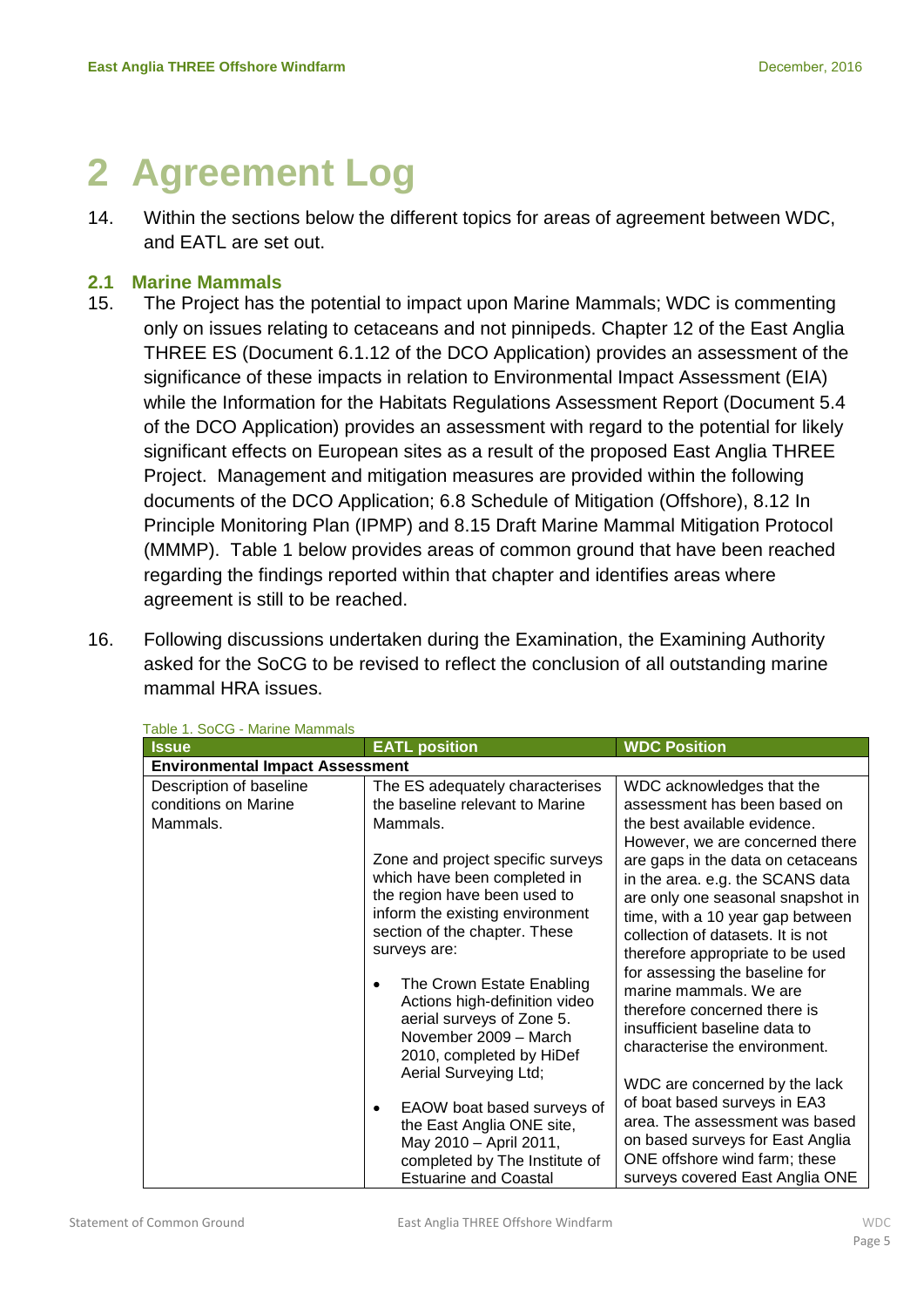# 2 Agreement Log

14. Within the sections below the different topics for areas of agreement between WDC, and EATL are set out.

## 2.1 Marine Mammals

15. The Project has the potential to impact upon Marine Mammals; WDC is commenting only on issues relating to cetaceans and not pinnipeds. Chapter 12 of the East Anglia THREE ES (Document 6.1.12 of the DCO Application) provides an assessment of the significance of these impacts in relation to Environmental Impact Assessment (EIA) while the Information for the Habitats Regulations Assessment Report (Document 5.4 of the DCO Application) provides an assessment with regard to the potential for likely significant effects on European sites as a result of the proposed East Anglia THREE Project. Management and mitigation measures are provided within the following documents of the DCO Application; 6.8 Schedule of Mitigation (Offshore), 8.12 In Principle Monitoring Plan (IPMP) and 8.15 Draft Marine Mammal Mitigation Protocol (MMMP). Table 1 below provides areas of common ground that have been reached regarding the findings reported within that chapter and identifies areas where agreement is still to be reached.

16. Following discussions undertaken during the Examination, the Examining Authority asked for the SoCG to be revised to reflect the conclusion of all outstanding marine mammal HRA issues.

Table 1. SoCG - Marine Mammals

| Issue | EATL position | WDC Position |
|---|---|---|
| **Environmental Impact Assessment** | | |
| Description of baseline conditions on Marine Mammals. | The ES adequately characterises the baseline relevant to Marine Mammals.<br><br>Zone and project specific surveys which have been completed in the region have been used to inform the existing environment section of the chapter. These surveys are:<br><br>• The Crown Estate Enabling Actions high-definition video aerial surveys of Zone 5. November 2009 – March 2010, completed by HiDef Aerial Surveying Ltd;<br><br>• EAOW boat based surveys of the East Anglia ONE site, May 2010 – April 2011, completed by The Institute of Estuarine and Coastal | WDC acknowledges that the assessment has been based on the best available evidence. However, we are concerned there are gaps in the data on cetaceans in the area. e.g. the SCANS data are only one seasonal snapshot in time, with a 10 year gap between collection of datasets. It is not therefore appropriate to be used for assessing the baseline for marine mammals. We are therefore concerned there is insufficient baseline data to characterise the environment.<br><br>WDC are concerned by the lack of boat based surveys in EA3 area. The assessment was based on based surveys for East Anglia ONE offshore wind farm; these surveys covered East Anglia ONE |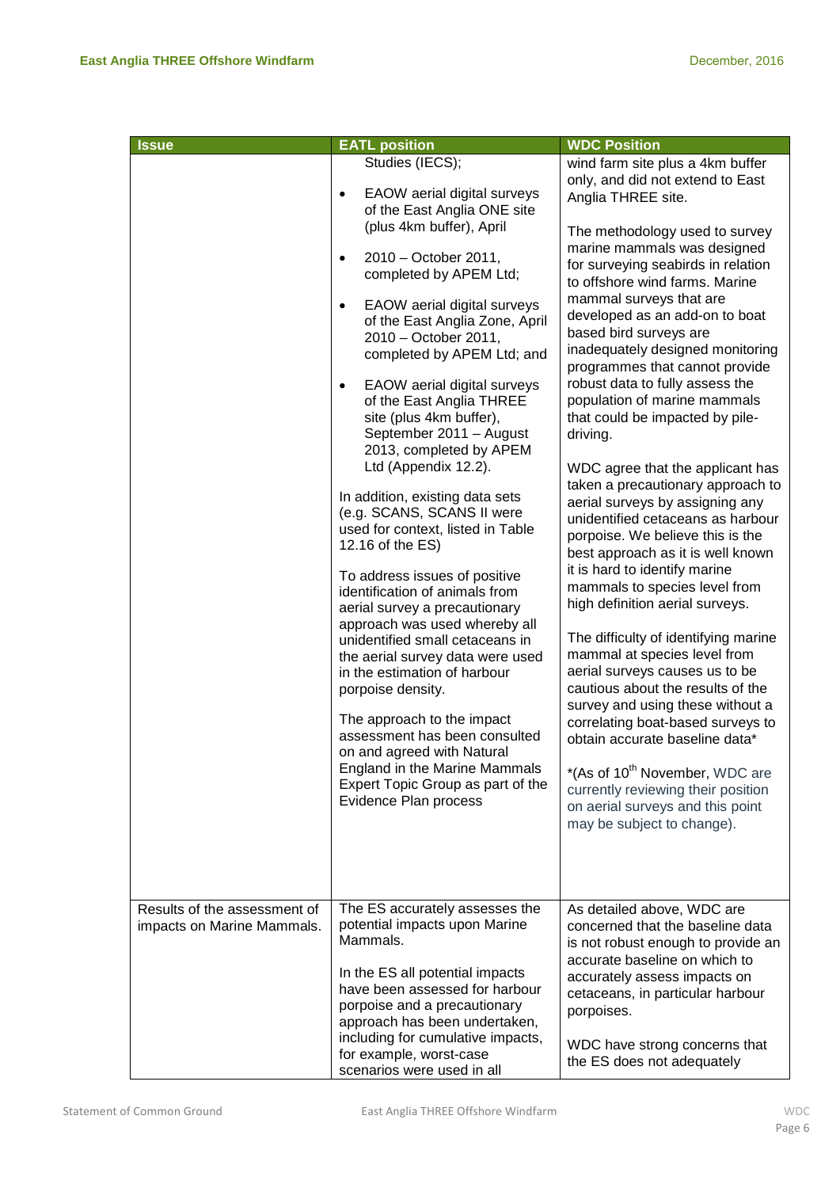| Issue | EATL position | WDC Position |
|---|---|---|
| | Studies (IECS);<br><br>• EAOW aerial digital surveys of the East Anglia ONE site (plus 4km buffer), April<br>• 2010 – October 2011, completed by APEM Ltd;<br>• EAOW aerial digital surveys of the East Anglia Zone, April 2010 – October 2011, completed by APEM Ltd; and<br>• EAOW aerial digital surveys of the East Anglia THREE site (plus 4km buffer), September 2011 – August 2013, completed by APEM Ltd (Appendix 12.2).<br><br>In addition, existing data sets (e.g. SCANS, SCANS II were used for context, listed in Table 12.16 of the ES)<br><br>To address issues of positive identification of animals from aerial survey a precautionary approach was used whereby all unidentified small cetaceans in the aerial survey data were used in the estimation of harbour porpoise density.<br><br>The approach to the impact assessment has been consulted on and agreed with Natural England in the Marine Mammals Expert Topic Group as part of the Evidence Plan process | wind farm site plus a 4km buffer only, and did not extend to East Anglia THREE site.<br><br>The methodology used to survey marine mammals was designed for surveying seabirds in relation to offshore wind farms. Marine mammal surveys that are developed as an add-on to boat based bird surveys are inadequately designed monitoring programmes that cannot provide robust data to fully assess the population of marine mammals that could be impacted by pile-driving.<br><br>WDC agree that the applicant has taken a precautionary approach to aerial surveys by assigning any unidentified cetaceans as harbour porpoise. We believe this is the best approach as it is well known it is hard to identify marine mammals to species level from high definition aerial surveys.<br><br>The difficulty of identifying marine mammal at species level from aerial surveys causes us to be cautious about the results of the survey and using these without a correlating boat-based surveys to obtain accurate baseline data*<br><br>*(As of 10th November, WDC are currently reviewing their position on aerial surveys and this point may be subject to change). |
| Results of the assessment of impacts on Marine Mammals. | The ES accurately assesses the potential impacts upon Marine Mammals.<br><br>In the ES all potential impacts have been assessed for harbour porpoise and a precautionary approach has been undertaken, including for cumulative impacts, for example, worst-case scenarios were used in all | As detailed above, WDC are concerned that the baseline data is not robust enough to provide an accurate baseline on which to accurately assess impacts on cetaceans, in particular harbour porpoises.<br><br>WDC have strong concerns that the ES does not adequately |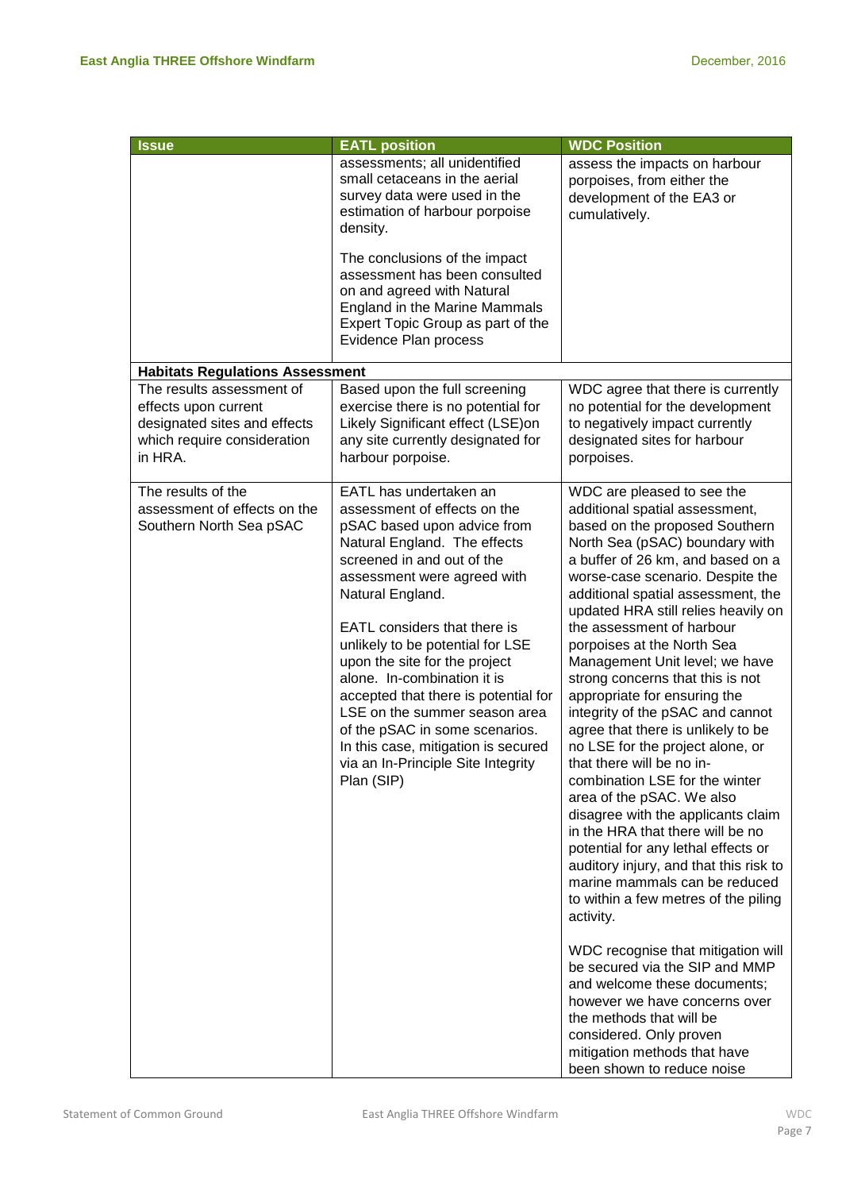| Issue | EATL position | WDC Position |
|---|---|---|
| | assessments; all unidentified small cetaceans in the aerial survey data were used in the estimation of harbour porpoise density.<br><br>The conclusions of the impact assessment has been consulted on and agreed with Natural England in the Marine Mammals Expert Topic Group as part of the Evidence Plan process | assess the impacts on harbour porpoises, from either the development of the EA3 or cumulatively. |
| **Habitats Regulations Assessment** | | |
| The results assessment of effects upon current designated sites and effects which require consideration in HRA. | Based upon the full screening exercise there is no potential for Likely Significant effect (LSE)on any site currently designated for harbour porpoise. | WDC agree that there is currently no potential for the development to negatively impact currently designated sites for harbour porpoises. |
| The results of the assessment of effects on the Southern North Sea pSAC | EATL has undertaken an assessment of effects on the pSAC based upon advice from Natural England. The effects screened in and out of the assessment were agreed with Natural England.<br><br>EATL considers that there is unlikely to be potential for LSE upon the site for the project alone. In-combination it is accepted that there is potential for LSE on the summer season area of the pSAC in some scenarios. In this case, mitigation is secured via an In-Principle Site Integrity Plan (SIP) | WDC are pleased to see the additional spatial assessment, based on the proposed Southern North Sea (pSAC) boundary with a buffer of 26 km, and based on a worse-case scenario. Despite the additional spatial assessment, the updated HRA still relies heavily on the assessment of harbour porpoises at the North Sea Management Unit level; we have strong concerns that this is not appropriate for ensuring the integrity of the pSAC and cannot agree that there is unlikely to be no LSE for the project alone, or that there will be no in-combination LSE for the winter area of the pSAC. We also disagree with the applicants claim in the HRA that there will be no potential for any lethal effects or auditory injury, and that this risk to marine mammals can be reduced to within a few metres of the piling activity.<br><br>WDC recognise that mitigation will be secured via the SIP and MMP and welcome these documents; however we have concerns over the methods that will be considered. Only proven mitigation methods that have been shown to reduce noise |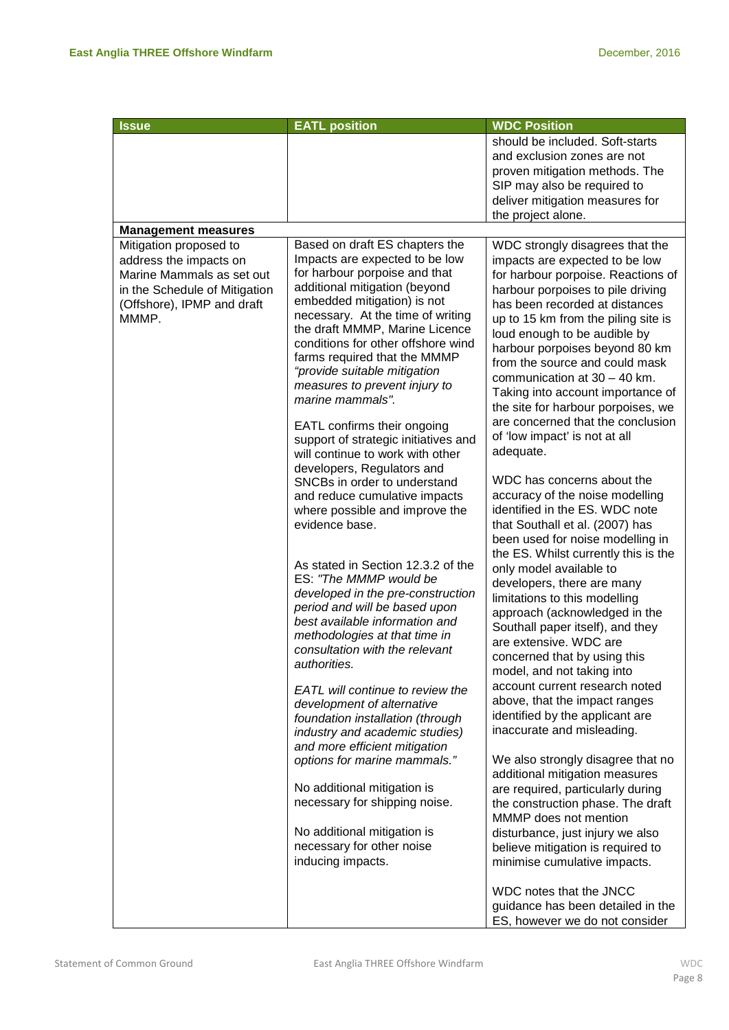| Issue | EATL position | WDC Position |
|---|---|---|
| | | should be included. Soft-starts and exclusion zones are not proven mitigation methods. The SIP may also be required to deliver mitigation measures for the project alone. |
| **Management measures** | | |
| Mitigation proposed to address the impacts on Marine Mammals as set out in the Schedule of Mitigation (Offshore), IPMP and draft MMMP. | Based on draft ES chapters the Impacts are expected to be low for harbour porpoise and that additional mitigation (beyond embedded mitigation) is not necessary. At the time of writing the draft MMMP, Marine Licence conditions for other offshore wind farms required that the MMMP *"provide suitable mitigation measures to prevent injury to marine mammals".*<br><br>EATL confirms their ongoing support of strategic initiatives and will continue to work with other developers, Regulators and SNCBs in order to understand and reduce cumulative impacts where possible and improve the evidence base.<br><br>As stated in Section 12.3.2 of the ES: *"The MMMP would be developed in the pre-construction period and will be based upon best available information and methodologies at that time in consultation with the relevant authorities.*<br><br>*EATL will continue to review the development of alternative foundation installation (through industry and academic studies) and more efficient mitigation options for marine mammals."*<br><br>No additional mitigation is necessary for shipping noise.<br><br>No additional mitigation is necessary for other noise inducing impacts. | WDC strongly disagrees that the impacts are expected to be low for harbour porpoise. Reactions of harbour porpoises to pile driving has been recorded at distances up to 15 km from the piling site is loud enough to be audible by harbour porpoises beyond 80 km from the source and could mask communication at 30 – 40 km. Taking into account importance of the site for harbour porpoises, we are concerned that the conclusion of 'low impact' is not at all adequate.<br><br>WDC has concerns about the accuracy of the noise modelling identified in the ES. WDC note that Southall et al. (2007) has been used for noise modelling in the ES. Whilst currently this is the only model available to developers, there are many limitations to this modelling approach (acknowledged in the Southall paper itself), and they are extensive. WDC are concerned that by using this model, and not taking into account current research noted above, that the impact ranges identified by the applicant are inaccurate and misleading.<br><br>We also strongly disagree that no additional mitigation measures are required, particularly during the construction phase. The draft MMMP does not mention disturbance, just injury we also believe mitigation is required to minimise cumulative impacts.<br><br>WDC notes that the JNCC guidance has been detailed in the ES, however we do not consider |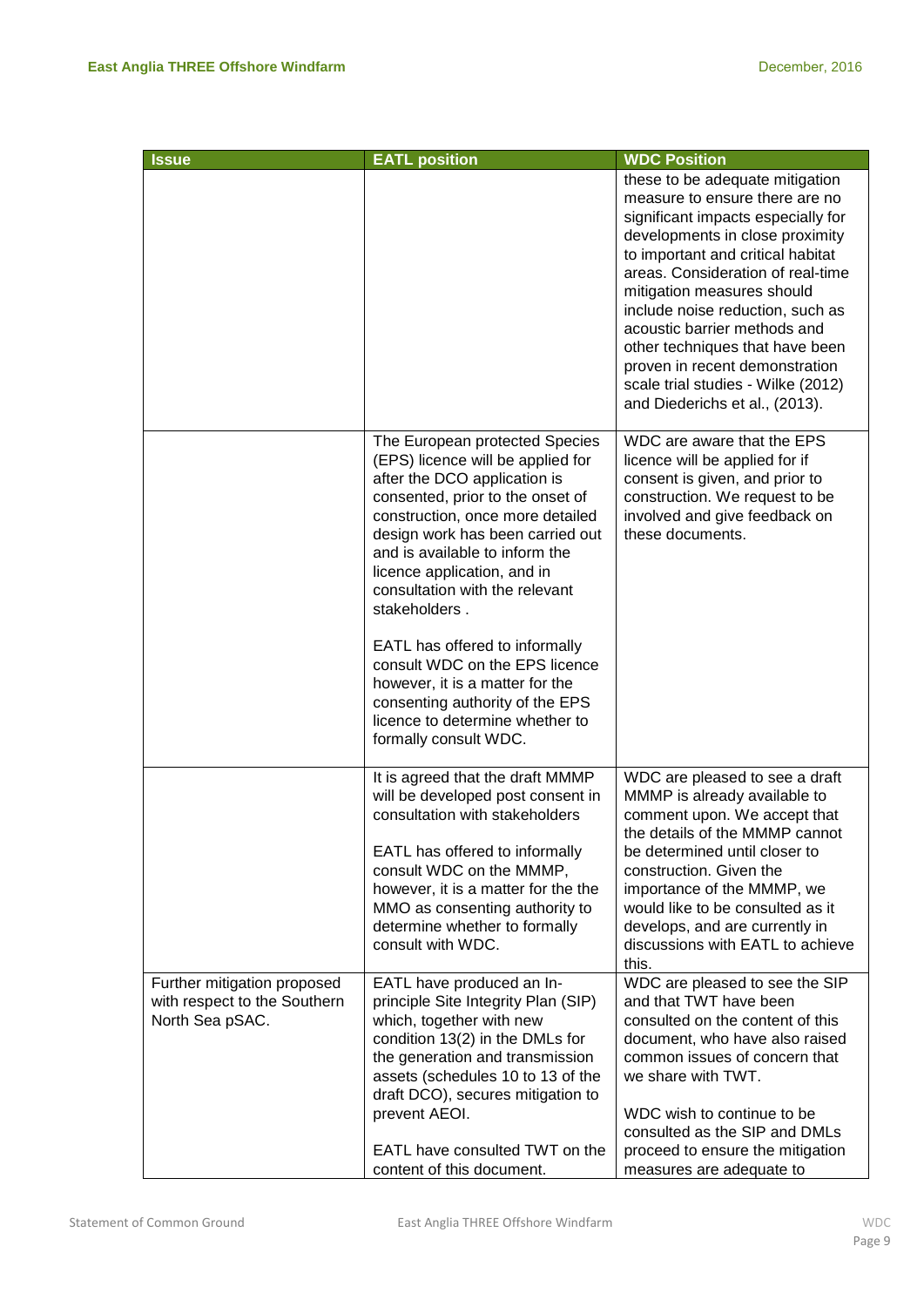| Issue | EATL position | WDC Position |
| --- | --- | --- |
| | | these to be adequate mitigation measure to ensure there are no significant impacts especially for developments in close proximity to important and critical habitat areas. Consideration of real-time mitigation measures should include noise reduction, such as acoustic barrier methods and other techniques that have been proven in recent demonstration scale trial studies - Wilke (2012) and Diederichs et al., (2013). |
| | The European protected Species (EPS) licence will be applied for after the DCO application is consented, prior to the onset of construction, once more detailed design work has been carried out and is available to inform the licence application, and in consultation with the relevant stakeholders .<br><br>EATL has offered to informally consult WDC on the EPS licence however, it is a matter for the consenting authority of the EPS licence to determine whether to formally consult WDC. | WDC are aware that the EPS licence will be applied for if consent is given, and prior to construction. We request to be involved and give feedback on these documents. |
| | It is agreed that the draft MMMP will be developed post consent in consultation with stakeholders<br><br>EATL has offered to informally consult WDC on the MMMP, however, it is a matter for the the MMO as consenting authority to determine whether to formally consult with WDC. | WDC are pleased to see a draft MMMP is already available to comment upon. We accept that the details of the MMMP cannot be determined until closer to construction. Given the importance of the MMMP, we would like to be consulted as it develops, and are currently in discussions with EATL to achieve this. |
| Further mitigation proposed with respect to the Southern North Sea pSAC. | EATL have produced an In-principle Site Integrity Plan (SIP) which, together with new condition 13(2) in the DMLs for the generation and transmission assets (schedules 10 to 13 of the draft DCO), secures mitigation to prevent AEOI.<br><br>EATL have consulted TWT on the content of this document. | WDC are pleased to see the SIP and that TWT have been consulted on the content of this document, who have also raised common issues of concern that we share with TWT.<br><br>WDC wish to continue to be consulted as the SIP and DMLs proceed to ensure the mitigation measures are adequate to |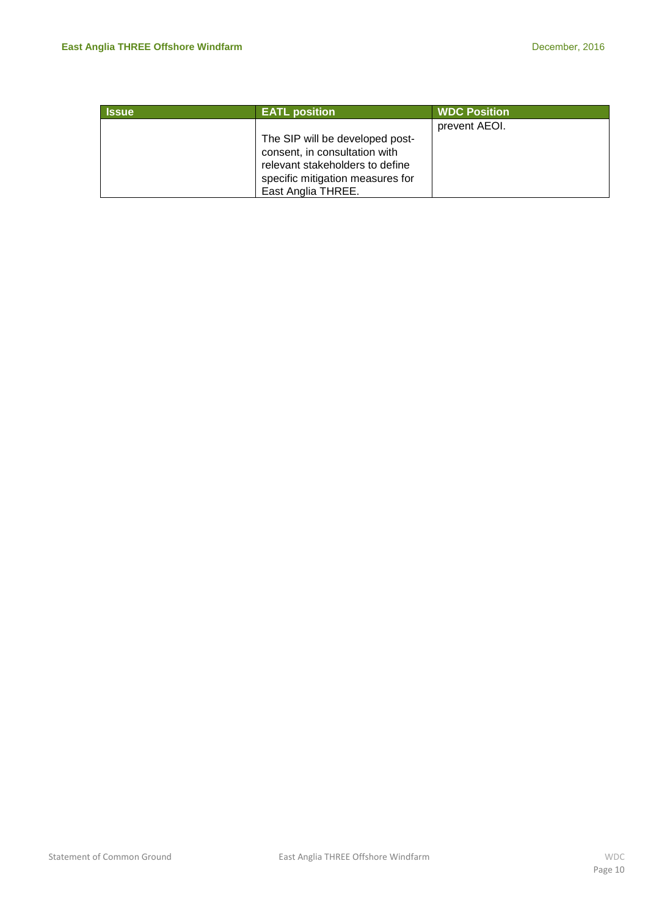| Issue | EATL position | WDC Position |
| --- | --- | --- |
| | The SIP will be developed post-consent, in consultation with relevant stakeholders to define specific mitigation measures for East Anglia THREE. | prevent AEOI. |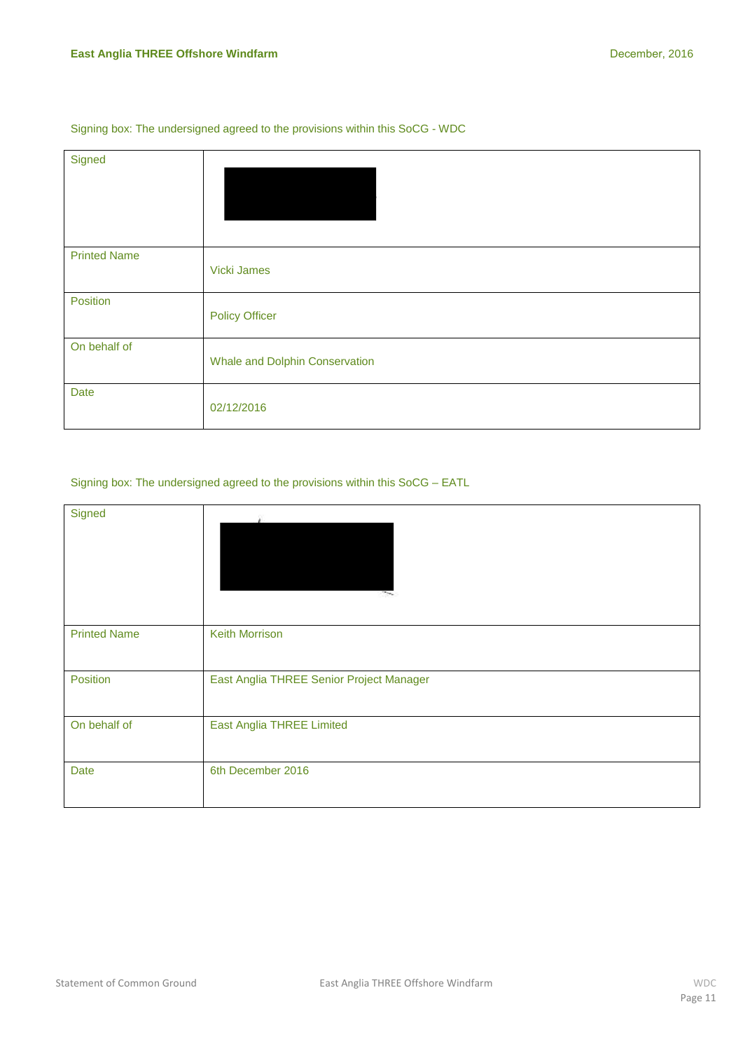Signing box: The undersigned agreed to the provisions within this SoCG - WDC

| Signed | |
|---|---|
| Printed Name | Vicki James |
| Position | Policy Officer |
| On behalf of | Whale and Dolphin Conservation |
| Date | 02/12/2016 |

Signing box: The undersigned agreed to the provisions within this SoCG – EATL

| Signed | |
|---|---|
| Printed Name | Keith Morrison |
| Position | East Anglia THREE Senior Project Manager |
| On behalf of | East Anglia THREE Limited |
| Date | 6th December 2016 |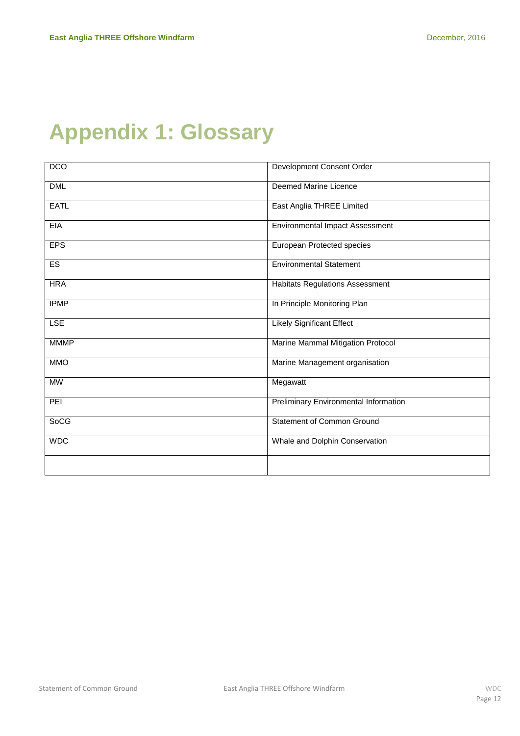# Appendix 1: Glossary

| | |
|---|---|
| DCO | Development Consent Order |
| DML | Deemed Marine Licence |
| EATL | East Anglia THREE Limited |
| EIA | Environmental Impact Assessment |
| EPS | European Protected species |
| ES | Environmental Statement |
| HRA | Habitats Regulations Assessment |
| IPMP | In Principle Monitoring Plan |
| LSE | Likely Significant Effect |
| MMMP | Marine Mammal Mitigation Protocol |
| MMO | Marine Management organisation |
| MW | Megawatt |
| PEI | Preliminary Environmental Information |
| SoCG | Statement of Common Ground |
| WDC | Whale and Dolphin Conservation |
| | |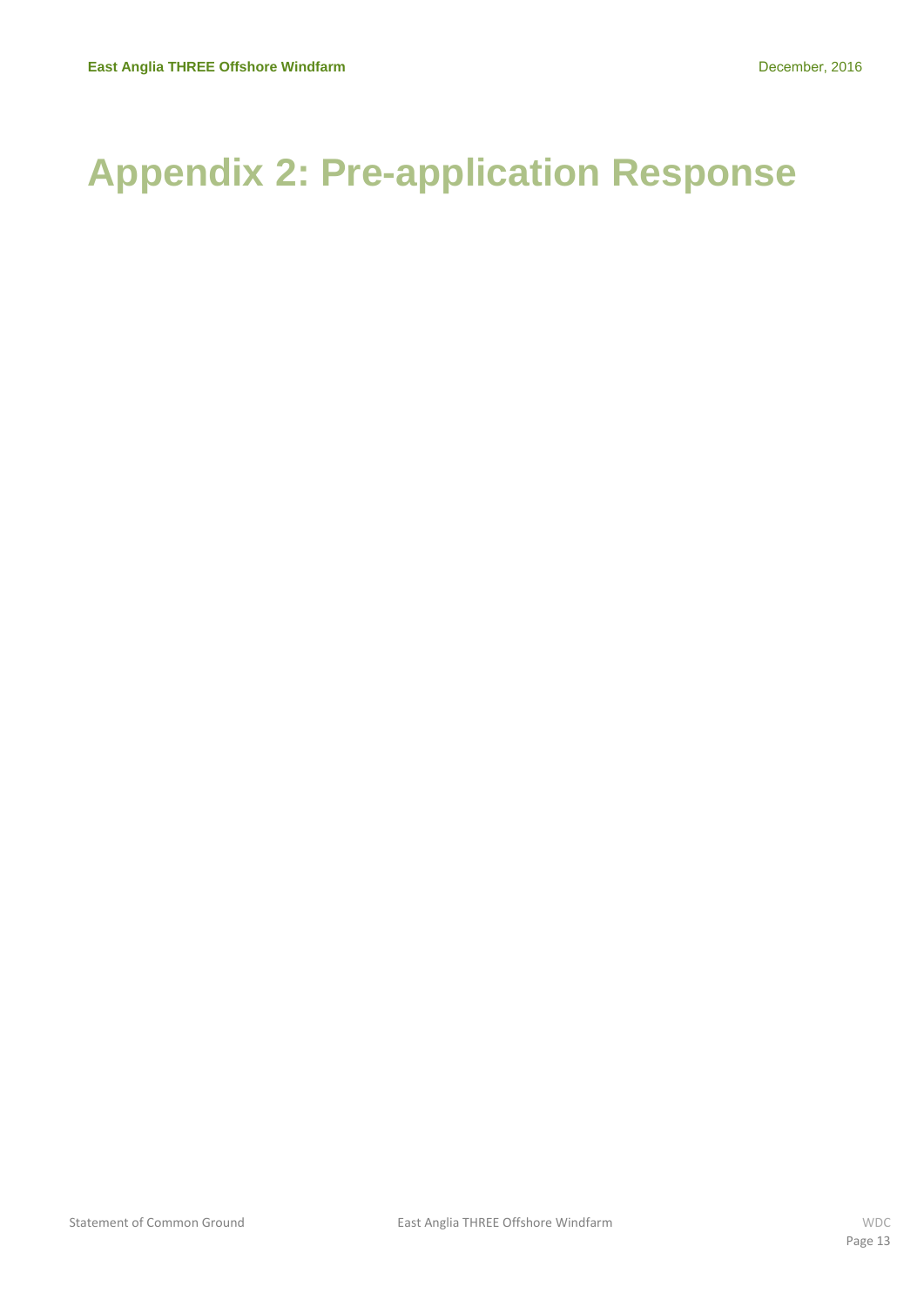# Appendix 2: Pre-application Response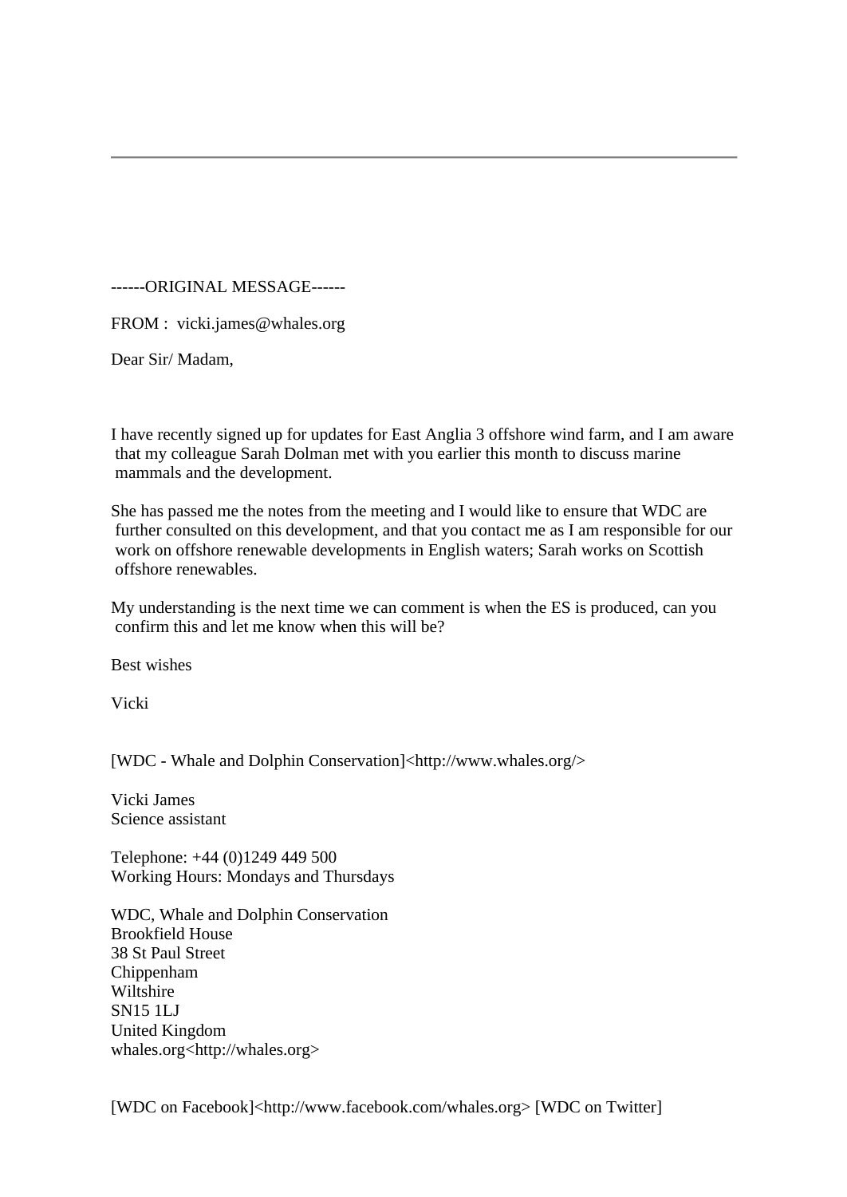---

------ORIGINAL MESSAGE------

FROM : vicki.james@whales.org

Dear Sir/ Madam,

I have recently signed up for updates for East Anglia 3 offshore wind farm, and I am aware that my colleague Sarah Dolman met with you earlier this month to discuss marine mammals and the development.

She has passed me the notes from the meeting and I would like to ensure that WDC are further consulted on this development, and that you contact me as I am responsible for our work on offshore renewable developments in English waters; Sarah works on Scottish offshore renewables.

My understanding is the next time we can comment is when the ES is produced, can you confirm this and let me know when this will be?

Best wishes

Vicki

[WDC - Whale and Dolphin Conservation]<http://www.whales.org/>

Vicki James
Science assistant

Telephone: +44 (0)1249 449 500
Working Hours: Mondays and Thursdays

WDC, Whale and Dolphin Conservation
Brookfield House
38 St Paul Street
Chippenham
Wiltshire
SN15 1LJ
United Kingdom
whales.org<http://whales.org>

[WDC on Facebook]<http://www.facebook.com/whales.org> [WDC on Twitter]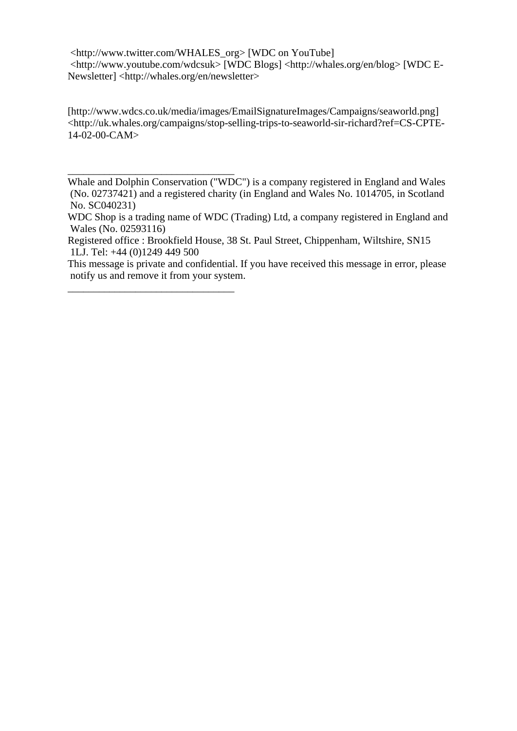<http://www.twitter.com/WHALES_org> [WDC on YouTube] <http://www.youtube.com/wdcsuk> [WDC Blogs] <http://whales.org/en/blog> [WDC E-Newsletter] <http://whales.org/en/newsletter>

[http://www.wdcs.co.uk/media/images/EmailSignatureImages/Campaigns/seaworld.png] <http://uk.whales.org/campaigns/stop-selling-trips-to-seaworld-sir-richard?ref=CS-CPTE-14-02-00-CAM>

________________________________

Whale and Dolphin Conservation ("WDC") is a company registered in England and Wales (No. 02737421) and a registered charity (in England and Wales No. 1014705, in Scotland No. SC040231)

WDC Shop is a trading name of WDC (Trading) Ltd, a company registered in England and Wales (No. 02593116)

Registered office : Brookfield House, 38 St. Paul Street, Chippenham, Wiltshire, SN15 1LJ. Tel: +44 (0)1249 449 500

This message is private and confidential. If you have received this message in error, please notify us and remove it from your system.

________________________________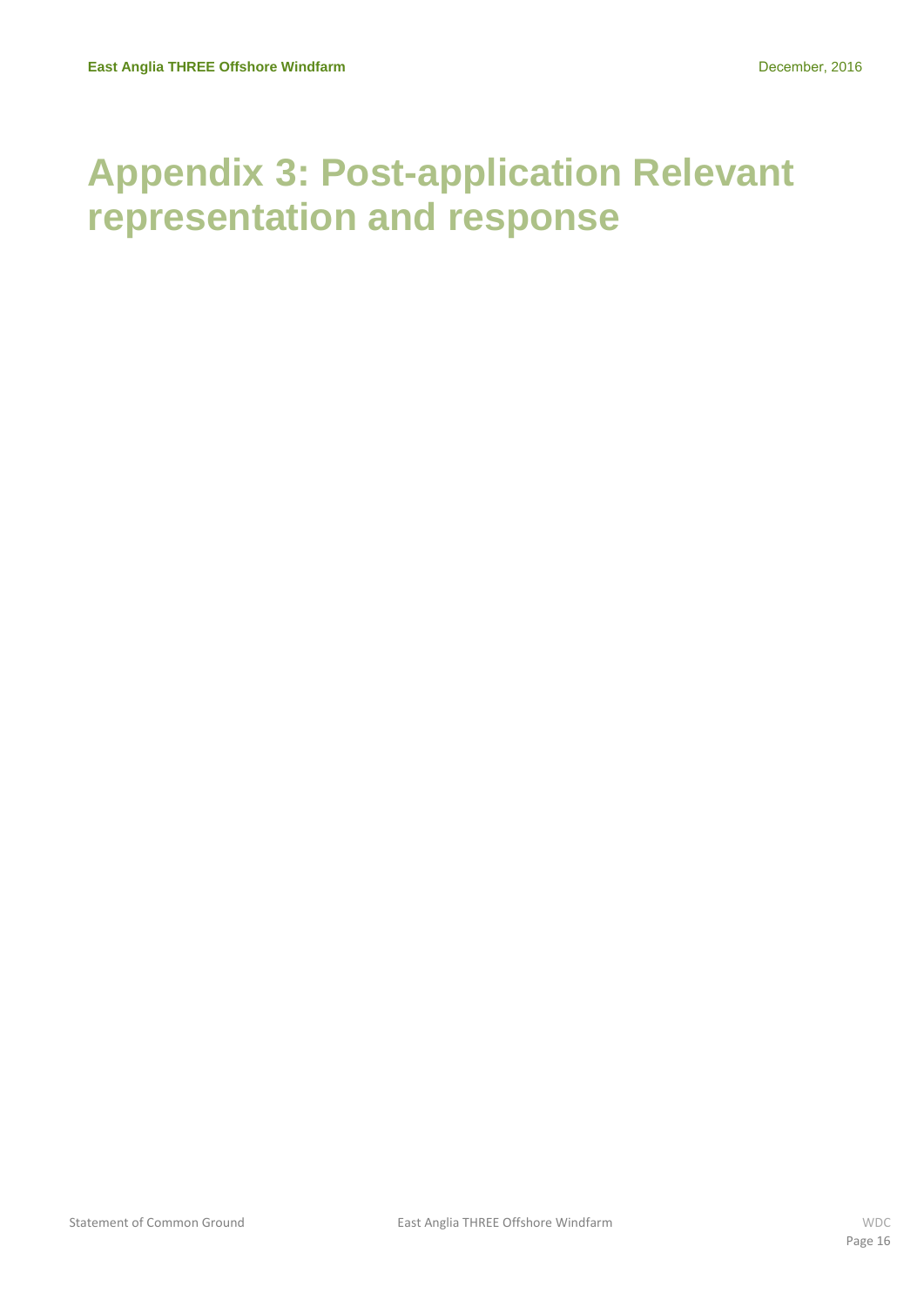# Appendix 3: Post-application Relevant representation and response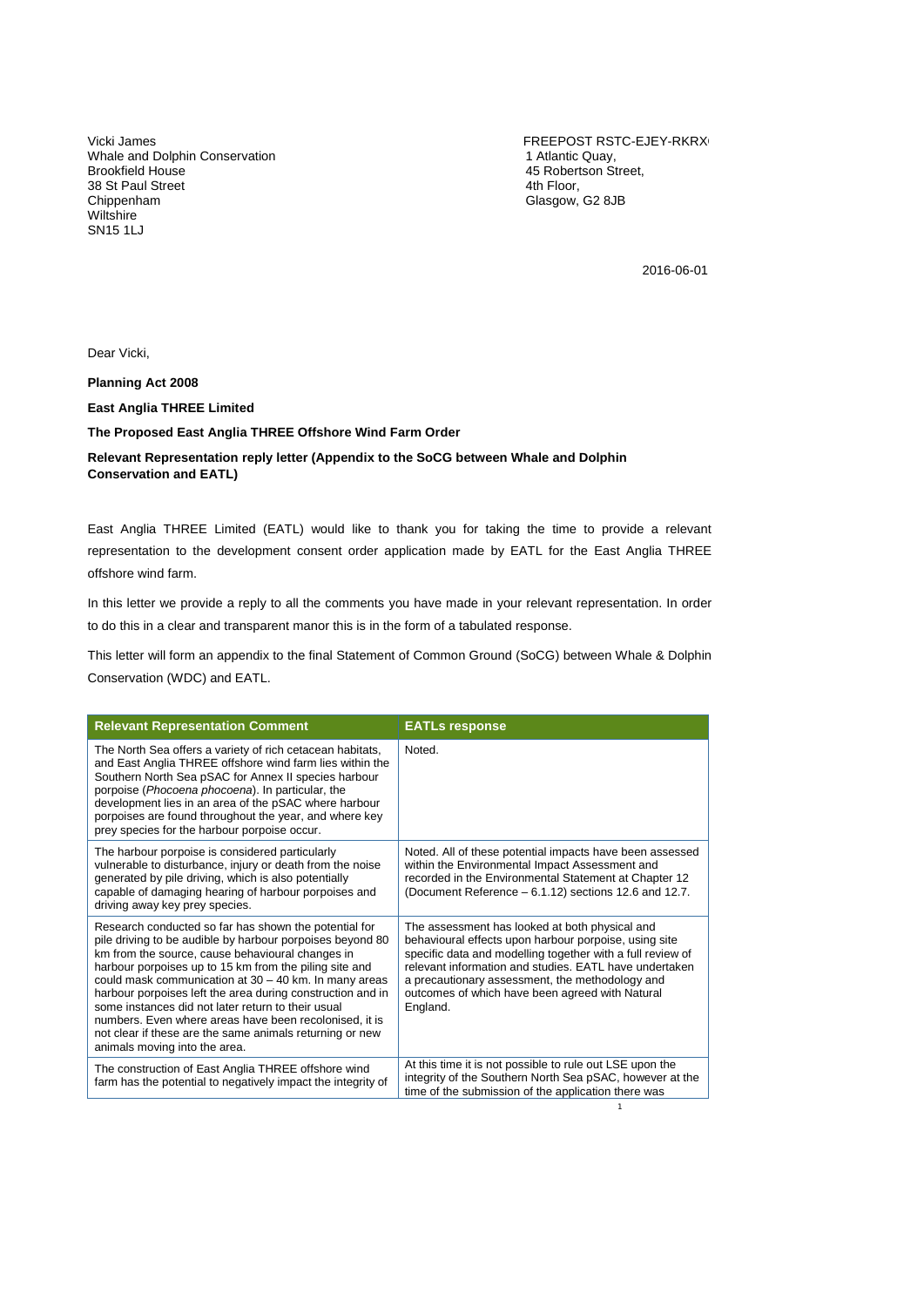Vicki James
Whale and Dolphin Conservation
Brookfield House
38 St Paul Street
Chippenham
Wiltshire
SN15 1LJ

FREEPOST RSTC-EJEY-RKRX
1 Atlantic Quay,
45 Robertson Street,
4th Floor,
Glasgow, G2 8JB

2016-06-01

Dear Vicki,

**Planning Act 2008**

**East Anglia THREE Limited**

**The Proposed East Anglia THREE Offshore Wind Farm Order**

**Relevant Representation reply letter (Appendix to the SoCG between Whale and Dolphin Conservation and EATL)**

East Anglia THREE Limited (EATL) would like to thank you for taking the time to provide a relevant representation to the development consent order application made by EATL for the East Anglia THREE offshore wind farm.

In this letter we provide a reply to all the comments you have made in your relevant representation. In order to do this in a clear and transparent manor this is in the form of a tabulated response.

This letter will form an appendix to the final Statement of Common Ground (SoCG) between Whale & Dolphin Conservation (WDC) and EATL.

| Relevant Representation Comment | EATLs response |
| --- | --- |
| The North Sea offers a variety of rich cetacean habitats, and East Anglia THREE offshore wind farm lies within the Southern North Sea pSAC for Annex II species harbour porpoise (*Phocoena phocoena*). In particular, the development lies in an area of the pSAC where harbour porpoises are found throughout the year, and where key prey species for the harbour porpoise occur. | Noted. |
| The harbour porpoise is considered particularly vulnerable to disturbance, injury or death from the noise generated by pile driving, which is also potentially capable of damaging hearing of harbour porpoises and driving away key prey species. | Noted. All of these potential impacts have been assessed within the Environmental Impact Assessment and recorded in the Environmental Statement at Chapter 12 (Document Reference – 6.1.12) sections 12.6 and 12.7. |
| Research conducted so far has shown the potential for pile driving to be audible by harbour porpoises beyond 80 km from the source, cause behavioural changes in harbour porpoises up to 15 km from the piling site and could mask communication at 30 – 40 km. In many areas harbour porpoises left the area during construction and in some instances did not later return to their usual numbers. Even where areas have been recolonised, it is not clear if these are the same animals returning or new animals moving into the area. | The assessment has looked at both physical and behavioural effects upon harbour porpoise, using site specific data and modelling together with a full review of relevant information and studies. EATL have undertaken a precautionary assessment, the methodology and outcomes of which have been agreed with Natural England. |
| The construction of East Anglia THREE offshore wind farm has the potential to negatively impact the integrity of | At this time it is not possible to rule out LSE upon the integrity of the Southern North Sea pSAC, however at the time of the submission of the application there was |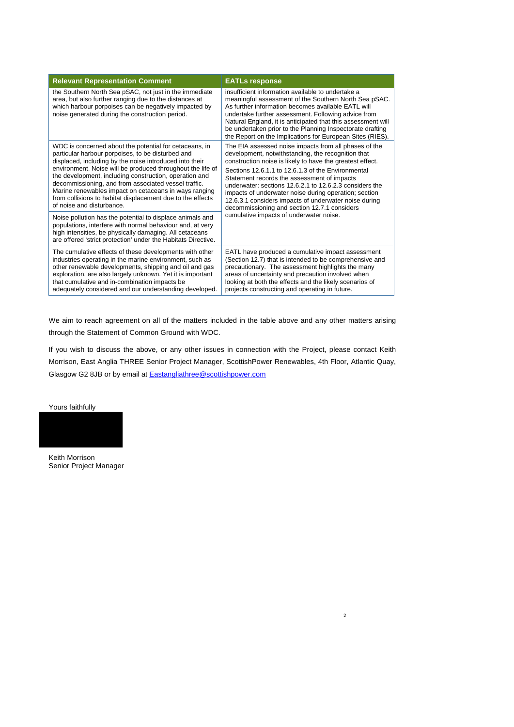| Relevant Representation Comment | EATLs response |
| --- | --- |
| the Southern North Sea pSAC, not just in the immediate area, but also further ranging due to the distances at which harbour porpoises can be negatively impacted by noise generated during the construction period. | insufficient information available to undertake a meaningful assessment of the Southern North Sea pSAC. As further information becomes available EATL will undertake further assessment. Following advice from Natural England, it is anticipated that this assessment will be undertaken prior to the Planning Inspectorate drafting the Report on the Implications for European Sites (RIES). |
| WDC is concerned about the potential for cetaceans, in particular harbour porpoises, to be disturbed and displaced, including by the noise introduced into their environment. Noise will be produced throughout the life of the development, including construction, operation and decommissioning, and from associated vessel traffic. Marine renewables impact on cetaceans in ways ranging from collisions to habitat displacement due to the effects of noise and disturbance.<br><br>Noise pollution has the potential to displace animals and populations, interfere with normal behaviour and, at very high intensities, be physically damaging. All cetaceans are offered 'strict protection' under the Habitats Directive. | The EIA assessed noise impacts from all phases of the development, notwithstanding, the recognition that construction noise is likely to have the greatest effect.<br><br>Sections 12.6.1.1 to 12.6.1.3 of the Environmental Statement records the assessment of impacts underwater: sections 12.6.2.1 to 12.6.2.3 considers the impacts of underwater noise during operation; section 12.6.3.1 considers impacts of underwater noise during decommissioning and section 12.7.1 considers cumulative impacts of underwater noise. |
| The cumulative effects of these developments with other industries operating in the marine environment, such as other renewable developments, shipping and oil and gas exploration, are also largely unknown. Yet it is important that cumulative and in-combination impacts be adequately considered and our understanding developed. | EATL have produced a cumulative impact assessment (Section 12.7) that is intended to be comprehensive and precautionary. The assessment highlights the many areas of uncertainty and precaution involved when looking at both the effects and the likely scenarios of projects constructing and operating in future. |

We aim to reach agreement on all of the matters included in the table above and any other matters arising through the Statement of Common Ground with WDC.

If you wish to discuss the above, or any other issues in connection with the Project, please contact Keith Morrison, East Anglia THREE Senior Project Manager, ScottishPower Renewables, 4th Floor, Atlantic Quay, Glasgow G2 8JB or by email at Eastangliathree@scottishpower.com

Yours faithfully

Keith Morrison
Senior Project Manager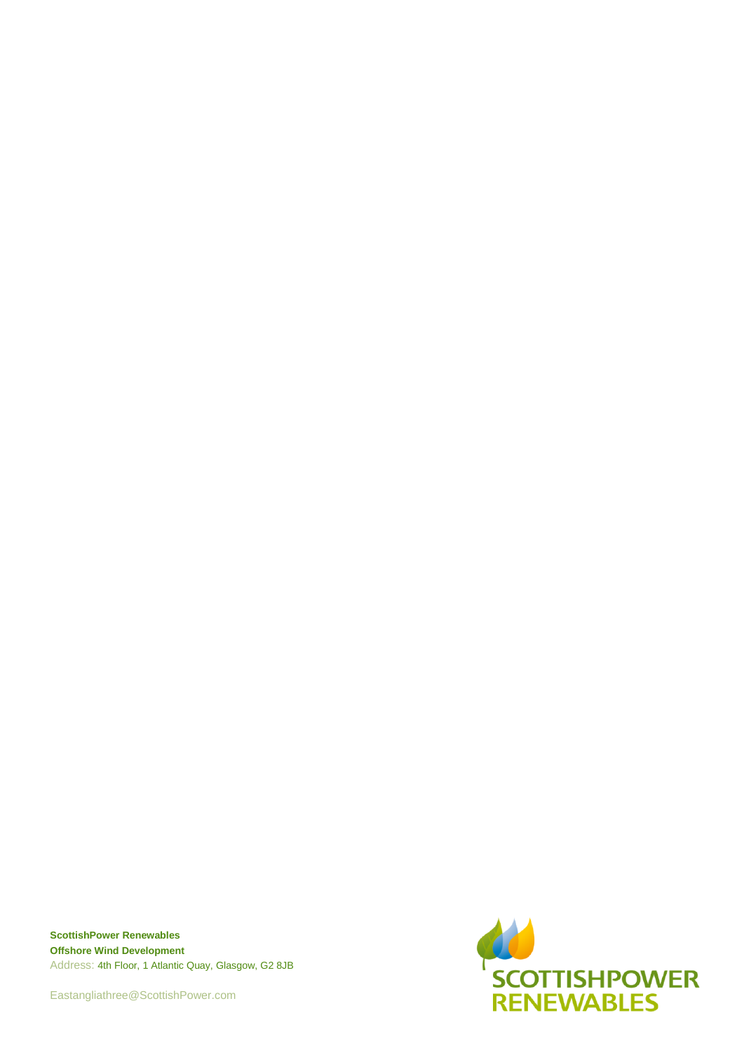**ScottishPower Renewables**
**Offshore Wind Development**
Address: 4th Floor, 1 Atlantic Quay, Glasgow, G2 8JB

Eastangliathree@ScottishPower.com

SCOTTISHPOWER RENEWABLES